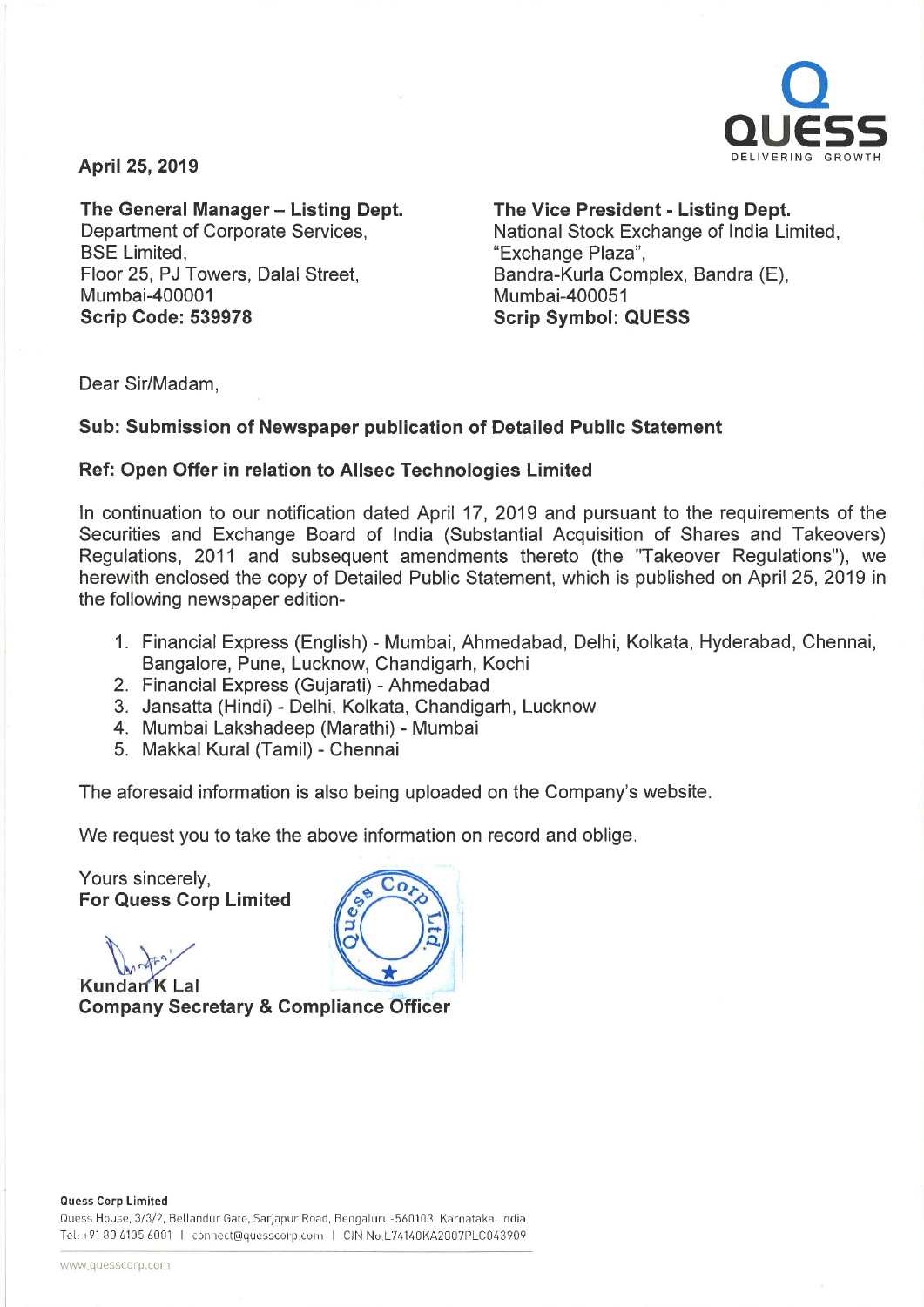**April 25, 2019**

**The General Manager – Listing Dept.**
Department of Corporate Services,
BSE Limited,
Floor 25, PJ Towers, Dalal Street,
Mumbai-400001
**Scrip Code: 539978**

**The Vice President - Listing Dept.**
National Stock Exchange of India Limited,
"Exchange Plaza",
Bandra-Kurla Complex, Bandra (E),
Mumbai-400051
**Scrip Symbol: QUESS**

Dear Sir/Madam,

**Sub: Submission of Newspaper publication of Detailed Public Statement**

**Ref: Open Offer in relation to Allsec Technologies Limited**

In continuation to our notification dated April 17, 2019 and pursuant to the requirements of the Securities and Exchange Board of India (Substantial Acquisition of Shares and Takeovers) Regulations, 2011 and subsequent amendments thereto (the "Takeover Regulations"), we herewith enclosed the copy of Detailed Public Statement, which is published on April 25, 2019 in the following newspaper edition-

1. Financial Express (English) - Mumbai, Ahmedabad, Delhi, Kolkata, Hyderabad, Chennai, Bangalore, Pune, Lucknow, Chandigarh, Kochi
2. Financial Express (Gujarati) - Ahmedabad
3. Jansatta (Hindi) - Delhi, Kolkata, Chandigarh, Lucknow
4. Mumbai Lakshadeep (Marathi) - Mumbai
5. Makkal Kural (Tamil) - Chennai

The aforesaid information is also being uploaded on the Company's website.

We request you to take the above information on record and oblige.

Yours sincerely,
**For Quess Corp Limited**

**Kundan K Lal**
**Company Secretary & Compliance Officer**

**Quess Corp Limited**
Quess House, 3/3/2, Bellandur Gate, Sarjapur Road, Bengaluru-560103, Karnataka, India
Tel: +91 80 6105 6001 | connect@quesscorp.com | CIN No.L74140KA2007PLC043909

www.quesscorp.com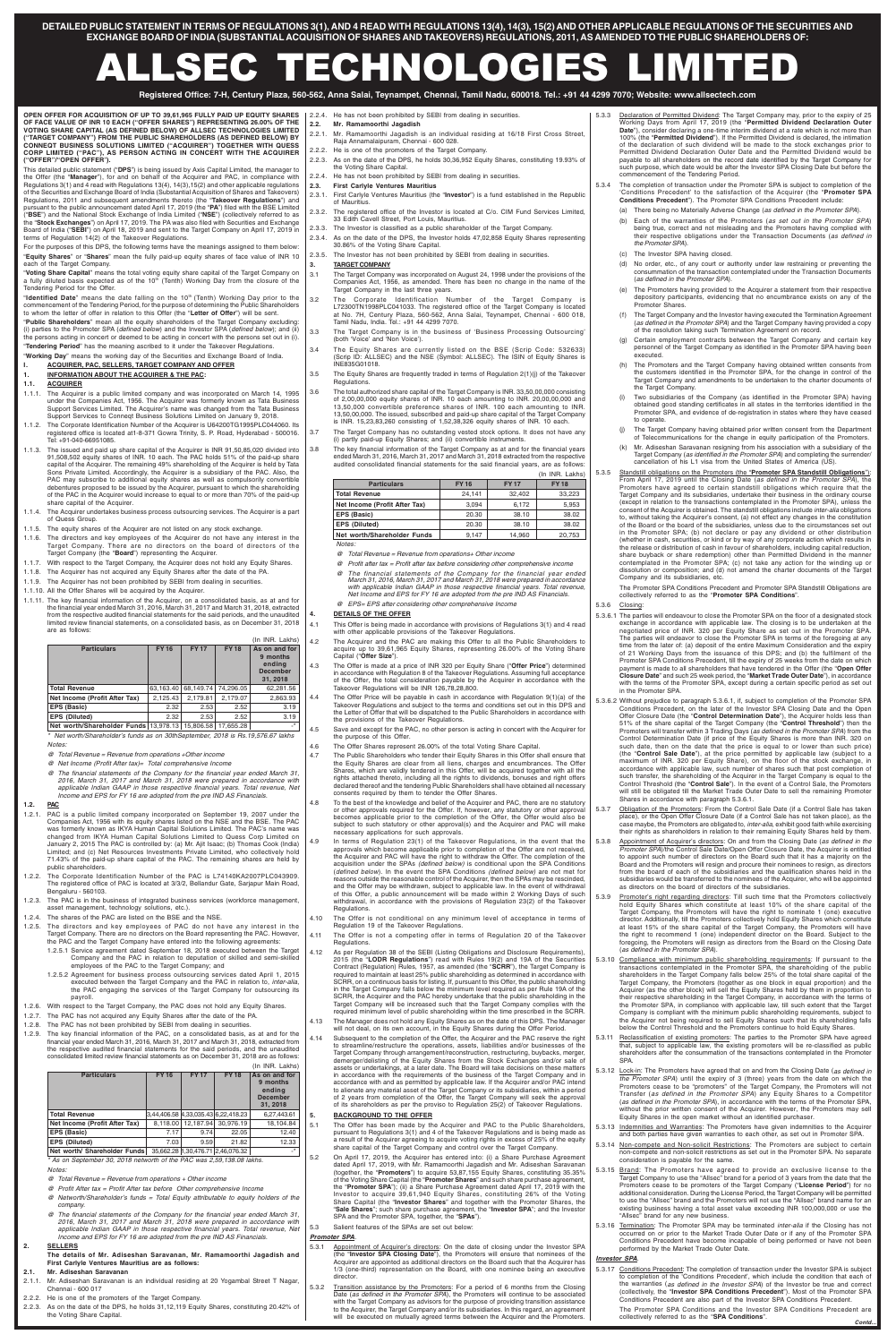DETAILED PUBLIC STATEMENT IN TERMS OF REGULATIONS 3(1), AND 4 READ WITH REGULATIONS 13(4), 14(3), 15(2) AND OTHER APPLICABLE REGULATIONS OF THE SECURITIES AND EXCHANGE BOARD OF INDIA (SUBSTANTIAL ACQUISITION OF SHARES AND TAKEOVERS) REGULATIONS, 2011, AS AMENDED TO THE PUBLIC SHAREHOLDERS OF:

# ALLSEC TECHNOLOGIES LIMITED

**Registered Office: 7-H, Century Plaza, 560-562, Anna Salai, Teynampet, Chennai, Tamil Nadu, 600018. Tel.: +91 44 4299 7070; Website: www.allsectech.com**

**OPEN OFFER FOR ACQUISITION OF UP TO 39,61,965 FULLY PAID UP EQUITY SHARES OF FACE VALUE OF INR 10 EACH ("OFFER SHARES") REPRESENTING 26.00% OF THE VOTING SHARE CAPITAL (AS DEFINED BELOW) OF ALLSEC TECHNOLOGIES LIMITED ("TARGET COMPANY") FROM THE PUBLIC SHAREHOLDERS (AS DEFINED BELOW) BY CONNECT BUSINESS SOLUTIONS LIMITED ("ACQUIRER") TOGETHER WITH QUESS CORP LIMITED ("PAC"), AS PERSON ACTING IN CONCERT WITH THE ACQUIRER ("OFFER"/"OPEN OFFER").**

This detailed public statement ("**DPS**") is being issued by Axis Capital Limited, the manager to the Offer (the "**Manager**"), for and on behalf of the Acquirer and PAC, in compliance with Regulations 3(1) and 4 read with Regulations 13(4), 14(3),15(2) and other applicable regulations of the Securities and Exchange Board of India (Substantial Acquisition of Shares and Takeovers) Regulations, 2011 and subsequent amendments thereto (the "**Takeover Regulations**") and pursuant to the public announcement dated April 17, 2019 (the "**PA**") filed with the BSE Limited ("**BSE**") and the National Stock Exchange of India Limited ("**NSE**") (collectively referred to as the "**Stock Exchanges**") on April 17, 2019. The PA was also filed with the Securities and Exchange Board of India ("**SEBI**") on April 18, 2019 and sent to the Target Company on April 17, 2019 in terms of Regulation 14(2) of the Takeover Regulations.

For the purposes of this DPS, the following terms have the meanings assigned to them below:

"**Equity Shares**" or "**Shares**" means the fully paid-up equity shares of face value of INR 10 each of the Target Company.

"**Voting Share Capital**" means the total voting equity share capital of the Target Company on a fully diluted basis expected as of the 10th (Tenth) Working Day from the closure of the Tendering Period for the Offer.

"**Identified Date**" means the date falling on the 10th (Tenth) Working Day prior to the commencement of the Tendering Period, for the purpose of determining the Public Shareholders to whom the letter of offer in relation to this Offer (the "**Letter of Offer**") will be sent.

"**Public Shareholders**" mean all the equity shareholders of the Target Company excluding: (i) parties to the Promoter SPA (*defined below*) and the Investor SPA (*defined below*); and (ii) the persons acting in concert or deemed to be acting in concert with the persons set out in (i).

"**Tendering Period**" has the meaning ascribed to it under the Takeover Regulations.

"**Working Day**" means the working day of the Securities and Exchange Board of India.

## I. ACQUIRER, PAC, SELLERS, TARGET COMPANY AND OFFER

### 1. INFORMATION ABOUT THE ACQUIRER & THE PAC:

#### 1.1. ACQUIRER

1.1.1. The Acquirer is a public limited company and was incorporated on March 14, 1995 under the Companies Act, 1956. The Acquirer was formerly known as Tata Business Support Services Limited. The Acquirer's name was changed from the Tata Business Support Services to Connect Business Solutions Limited on January 9, 2018.

1.1.2. The Corporate Identification Number of the Acquirer is U64200TG1995PLC044060. Its registered office is located at1-8-371 Gowra Trinity, S. P. Road, Hyderabad - 500016. Tel: +91-040-66951086.

1.1.3. The issued and paid up share capital of the Acquirer is INR 91,50,85,020 divided into 91,508,502 equity shares of INR. 10 each. The PAC holds 51% of the paid-up share capital of the Acquirer. The remaining 49% shareholding of the Acquirer is held by Tata Sons Private Limited. Accordingly, the Acquirer is a subsidiary of the PAC. Also, the PAC may subscribe to additional equity shares as well as compulsorily convertible debentures proposed to be issued by the Acquirer, pursuant to which the shareholding of the PAC in the Acquirer would increase to equal to or more than 70% of the paid-up share capital of the Acquirer.

1.1.4. The Acquirer undertakes business process outsourcing services. The Acquirer is a part of Quess Group.

1.1.5. The equity shares of the Acquirer are not listed on any stock exchange.

1.1.6. The directors and key employees of the Acquirer do not have any interest in the Target Company. There are no directors on the board of directors of the Target Company (the "**Board**") representing the Acquirer.

1.1.7. With respect to the Target Company, the Acquirer does not hold any Equity Shares.

1.1.8. The Acquirer has not acquired any Equity Shares after the date of the PA.

1.1.9. The Acquirer has not been prohibited by SEBI from dealing in securities.

1.1.10. All the Offer Shares will be acquired by the Acquirer.

1.1.11. The key financial information of the Acquirer, on a consolidated basis, as at and for the financial year ended March 31, 2016, March 31, 2017 and March 31, 2018, extracted from the respective audited financial statements for the said periods, and the unaudited limited review financial statements, on a consolidated basis, as on December 31, 2018 are as follows:

(In INR. Lakhs)

| Particulars | FY 16 | FY 17 | FY 18 | As on and for 9 months ending December 31, 2018 |
|---|---|---|---|---|
| Total Revenue | 63,163.40 | 68,149.74 | 74,296.05 | 62,281.56 |
| Net Income (Profit After Tax) | 2,125.43 | 2,179.81 | 2,179.07 | 2,863.93 |
| EPS (Basic) | 2.32 | 2.53 | 2.52 | 3.19 |
| EPS (Diluted) | 2.32 | 2.53 | 2.52 | 3.19 |
| Net worth/Shareholder Funds | 13,978.13 | 15,806.58 | 17,655.26 | -* |

\* Net worth/Shareholder's funds as on 30thSeptember, 2018 is Rs.19,576.67 lakhs

*Notes:*

*@ Total Revenue = Revenue from operations +Other income*

*@ Net Income (Profit After tax) = Total comprehensive Income*

*@ The financial statements of the Company for the financial year ended March 31, 2016, March 31, 2017 and March 31, 2018 were prepared in accordance with applicable Indian GAAP in those respective financial years. Total revenue, Net Income and EPS for FY 16 are adopted from the pre IND AS Financials.*

#### 1.2. PAC

1.2.1. PAC is a public limited company incorporated on September 19, 2007 under the Companies Act, 1956 with its equity shares listed on the NSE and the BSE. The PAC was formerly known as IKYA Human Capital Solutions Limited. The PAC's name was changed from IKYA Human Capital Solutions Limited to Quess Corp Limited on January 2, 2015 The PAC is controlled by: (a) Mr. Ajit Isaac; (b) Thomas Cook (India) Limited; and (c) Net Resources Investments Private Limited, who collectively hold 71.43% of the paid-up share capital of the PAC. The remaining shares are held by public shareholders.

1.2.2. The Corporate Identification Number of the PAC is L74140KA2007PLC043909. The registered office of PAC is located at 3/3/2, Bellandur Gate, Sarjapur Main Road, Bengaluru - 560103.

1.2.3. The PAC is in the business of integrated business services (workforce management, asset management, technology solutions, etc.).

1.2.4. The shares of the PAC are listed on the BSE and the NSE.

1.2.5. The directors and key employees of PAC do not have any interest in the Target Company. There are no directors on the Board representing the PAC. However, the PAC and the Target Company have entered into the following agreements:

1.2.5.1 Service agreement dated September 18, 2018 executed between the Target Company and the PAC in relation to deputation of skilled and semi-skilled employees of the PAC to the Target Company; and

1.2.5.2 Agreement for business process outsourcing services dated April 1, 2015 executed between the Target Company and the PAC in relation to, *inter-alia*, the PAC engaging the services of the Target Company for outsourcing its payroll.

1.2.6. With respect to the Target Company, the PAC does not hold any Equity Shares.

1.2.7. The PAC has not acquired any Equity Shares after the date of the PA.

1.2.8. The PAC has not been prohibited by SEBI from dealing in securities.

1.2.9. The key financial information of the PAC, on a consolidated basis, as at and for the financial year ended March 31, 2016, March 31, 2017 and March 31, 2018, extracted from the respective audited financial statements for the said periods, and the unaudited consolidated limited review financial statements as on December 31, 2018 are as follows:

(In INR. Lakhs)

| Particulars | FY 16 | FY 17 | FY 18 | As on and for 9 months ending December 31, 2018 |
|---|---|---|---|---|
| Total Revenue | 3,44,406.58 | 4,33,035.43 | 6,22,418.23 | 6,27,443.61 |
| Net Income (Profit After Tax) | 8,118.00 | 12,187.94 | 30,976.19 | 18,104.84 |
| EPS (Basic) | 7.17 | 9.74 | 22.05 | 12.40 |
| EPS (Diluted) | 7.03 | 9.59 | 21.82 | 12.33 |
| Net worth/ Shareholder Funds | 35,662.28 | 1,30,476.71 | 2,46,076.32 | -* |

\* As on September 30, 2018 networth of the PAC was 2,59,138.08 lakhs.

*Notes:*

*@ Total Revenue = Revenue from operations + Other income*

*@ Profit After tax = Profit After tax before Other comprehensive Income*

*@ Networth/Shareholder's funds = Total Equity attributable to equity holders of the company.*

*@ The financial statements of the Company for the financial year ended March 31, 2016, March 31, 2017 and March 31, 2018 were prepared in accordance with applicable Indian GAAP in those respective financial years. Total revenue, Net Income and EPS for FY 16 are adopted from the pre IND AS Financials.*

### 2. SELLERS

**The details of Mr. Adiseshan Saravanan, Mr. Ramamoorthi Jagadish and First Carlyle Ventures Mauritius are as follows:**

#### 2.1. Mr. Adiseshan Saravanan

2.1.1. Mr. Adiseshan Saravanan is an individual residing at 20 Yogambal Street T Nagar, Chennai - 600 017

2.2.2. He is one of the promoters of the Target Company.

2.2.3. As on the date of the DPS, he holds 31,12,119 Equity Shares, constituting 20.42% of the Voting Share Capital.

2.2.4. He has not been prohibited by SEBI from dealing in securities.

#### 2.2. Mr. Ramamoorthi Jagadish

2.2.1. Mr. Ramamoorthi Jagadish is an individual residing at 16/18 First Cross Street, Raja Annamalaipuram, Chennai - 600 028.

2.2.2. He is one of the promoters of the Target Company.

2.2.3. As on the date of the DPS, he holds 30,36,952 Equity Shares, constituting 19.93% of the Voting Share Capital.

2.2.4. He has not been prohibited by SEBI from dealing in securities.

#### 2.3. First Carlyle Ventures Mauritius

2.3.1. First Carlyle Ventures Mauritius (the "**Investor**") is a fund established in the Republic of Mauritius.

2.3.2. The registered office of the Investor is located at C/o. CIM Fund Services Limited, 33 Edith Cavell Street, Port Louis, Mauritius.

2.3.3. The Investor is classified as a public shareholder of the Target Company.

2.3.4. As on the date of the DPS, the Investor holds 47,02,858 Equity Shares representing 30.86% of the Voting Share Capital.

2.3.5. The Investor has not been prohibited by SEBI from dealing in securities.

### 3. TARGET COMPANY

3.1 The Target Company was incorporated on August 24, 1998 under the provisions of the Companies Act, 1956, as amended. There has been no change in the name of the Target Company in the last three years.

3.2 The Corporate Identification Number of the Target Company is L72300TN1998PLC041033. The registered office of the Target Company is located at No. 7H, Century Plaza, 560-562, Anna Salai, Teynampet, Chennai - 600 018, Tamil Nadu, India. Tel.: +91 44 4299 7070.

3.3 The Target Company is in the business of 'Business Processing Outsourcing' (both 'Voice' and 'Non Voice').

3.4 The Equity Shares are currently listed on the BSE (Scrip Code: 532633) (Scrip ID: ALLSEC) and the NSE (Symbol: ALLSEC). The ISIN of Equity Shares is INE835G01018.

3.5 The Equity Shares are frequently traded in terms of Regulation 2(1)(j) of the Takeover Regulations.

3.6 The total authorized share capital of the Target Company is INR. 33,50,00,000 consisting of 2,00,00,000 equity shares of INR. 10 each amounting to INR. 20,00,00,000 and 13,50,000 convertible preference shares of INR. 100 each amounting to INR. 13,50,00,000. The issued, subscribed and paid-up share capital of the Target Company is INR. 15,23,83,260 consisting of 1,52,38,326 equity shares of INR. 10 each.

3.7 The Target Company has no outstanding vested stock options. It does not have any (i) partly paid-up Equity Shares; and (ii) convertible instruments.

3.8 The key financial information of the Target Company as at and for the financial years ended March 31, 2016, March 31, 2017 and March 31, 2018 extracted from the respective audited consolidated financial statements for the said financial years, are as follows:

(In INR. Lakhs)

| Particulars | FY 16 | FY 17 | FY 18 |
|---|---|---|---|
| Total Revenue | 24,141 | 32,402 | 33,223 |
| Net Income (Profit After Tax) | 3,094 | 6,172 | 5,953 |
| EPS (Basic) | 20.30 | 38.10 | 38.02 |
| EPS (Diluted) | 20.30 | 38.10 | 38.02 |
| Net worth/Shareholder Funds | 9,147 | 14,960 | 20,753 |

*Notes:*

*@ Total Revenue = Revenue from operations+ Other income*

*@ Profit after tax = Profit after tax before considering other comprehensive income*

*@ The financial statements of the Company for the financial year ended March 31, 2016, March 31, 2017 and March 31, 2018 were prepared in accordance with applicable Indian GAAP in those respective financial years. Total revenue, Net Income and EPS for FY 16 are adopted from the pre IND AS Financials.*

*@ EPS= EPS after considering other comprehensive income*

### 4. DETAILS OF THE OFFER

4.1 This Offer is being made in accordance with provisions of Regulations 3(1) and 4 read with other applicable provisions of the Takeover Regulations.

4.2 The Acquirer and the PAC are making this Offer to all the Public Shareholders to acquire up to 39,61,965 Equity Shares, representing 26.00% of the Voting Share Capital ("**Offer Size**").

4.3 The Offer is made at a price of INR 320 per Equity Share ("**Offer Price**") determined in accordance with Regulation 8 of the Takeover Regulations. Assuming full acceptance of the Offer, the total consideration payable by the Acquirer in accordance with the Takeover Regulations will be INR 126,78,28,800.

4.4 The Offer Price will be payable in cash in accordance with Regulation 9(1)(a) of the Takeover Regulations and subject to the terms and conditions set out in this DPS and the Letter of Offer that will be dispatched to the Public Shareholders in accordance with the provisions of the Takeover Regulations.

4.5 Save and except for the PAC, no other person is acting in concert with the Acquirer for the purpose of this Offer.

4.6 The Offer Shares represent 26.00% of the total Voting Share Capital.

4.7 The Public Shareholders who tender their Equity Shares in this Offer shall ensure that the Equity Shares are clear from all liens, charges and encumbrances. The Offer Shares, which are validly tendered in this Offer, will be acquired together with all the rights attached thereto, including all the rights to dividends, bonuses and right offers declared thereof and the tendering Public Shareholders shall have obtained all necessary consents required by them to tender the Offer Shares.

4.8 To the best of the knowledge and belief of the Acquirer and PAC, there are no statutory or other approvals required for the Offer. If, however, any statutory or other approval becomes applicable prior to the completion of the Offer, the Offer would also be subject to such statutory or other approval(s) and the Acquirer and PAC will make necessary applications for such approvals.

4.9 In terms of Regulation 23(1) of the Takeover Regulations, in the event that the approvals which become applicable prior to completion of the Offer are not received, the Acquirer and PAC will have the right to withdraw the Offer. The completion of the acquisition under the SPAs (*defined below*) is conditional upon the SPA Conditions (*defined below*). In the event that the SPA Conditions (*defined below*) are not met for reasons outside the reasonable control of the Acquirer, then the SPAs may be rescinded, and the Offer may be withdrawn, subject to applicable law. In the event of withdrawal of this Offer, a public announcement will be made within 2 Working Days of such withdrawal, in accordance with the provisions of Regulation 23(2) of the Takeover Regulations.

4.10 The Offer is not conditional on any minimum level of acceptance in terms of Regulation 19 of the Takeover Regulations.

4.11 The Offer is not a competing offer in terms of Regulation 20 of the Takeover Regulations.

4.12 As per Regulation 38 of the SEBI (Listing Obligations and Disclosure Requirements), 2015 (the "**LODR Regulations**") read with Rules 19(2) and 19A of the Securities Contract (Regulation) Rules, 1957, as amended (the "**SCRR**"), the Target Company is required to maintain at least 25% public shareholding as determined in accordance with SCRR, on a continuous basis for listing. If, pursuant to this Offer, the public shareholding in the Target Company falls below the minimum level required as per Rule 19A of the SCRR, the Acquirer and the PAC hereby undertake that the public shareholding in the Target Company will be increased such that the Target Company complies with the required minimum level of public shareholding within the time prescribed in the SCRR.

4.13 The Manager does not hold any Equity Shares as on the date of this DPS. The Manager will not deal, on its own account, in the Equity Shares during the Offer Period.

4.14 Subsequent to the completion of the Offer, the Acquirer and the PAC reserve the right to streamline/restructure the operations, assets, liabilities and/or businesses of the Target Company through arrangement/reconstruction, restructuring, buybacks, merger, demerger/delisting of the Equity Shares from the Stock Exchanges and/or sale of assets or undertakings, at a later date. The Board will take decisions on these matters in accordance with the requirements of the business of the Target Company and in accordance with and as permitted by applicable law. If the Acquirer and/or PAC intend to alienate any material asset of the Target Company or its subsidiaries, within a period of 2 years from completion of the Offer, the Target Company will seek the approval of its shareholders as per the proviso to Regulation 25(2) of Takeover Regulations.

### 5. BACKGROUND TO THE OFFER

5.1 The Offer has been made by the Acquirer and PAC to the Public Shareholders, pursuant to Regulations 3(1) and 4 of the Takeover Regulations and is being made as a result of the Acquirer agreeing to acquire voting rights in excess of 25% of the equity share capital of the Target Company and control over the Target Company.

5.2 On April 17, 2019, the Acquirer has entered into: (i) a Share Purchase Agreement dated April 17, 2019 with Mr. Ramamoorthi Jagadish and Mr. Adiseshan Saravanan (together, the "**Promoters**") to acquire 53,87,155 Equity Shares, constituting 35.35% of the Voting Share Capital (the "**Promoter Shares**" and such share purchase agreement, the "**Promoter SPA**"); (ii) a Share Purchase Agreement dated April 17, 2019 with the Investor to acquire 39,61,940 Equity Shares, constituting 26% of the Voting Share Capital (the "**Investor Shares**" and together with the Promoter Shares, the "**Sale Shares**"; such share purchase agreement, the "**Investor SPA**"; and the Investor SPA and the Promoter SPA, together the "**SPAs**").

5.3 Salient features of the SPAs are set out below:

***Promoter SPA***

5.3.1 Appointment of Acquirer's directors: On the date of closing under the Investor SPA (the "**Investor SPA Closing Date**"), the Promoters will ensure that nominees of the Acquirer are appointed as additional directors on the Board such that the Acquirer has 1/3 (one-third) representation on the Board, with one nominee being an executive director.

5.3.2 Transition assistance by the Promoters: For a period of 6 months from the Closing Date (*as defined in the Promoter SPA*), the Promoters will continue to be associated with the Target Company as advisors for the purpose of providing transition assistance to the Acquirer, the Target Company and/or its subsidiaries. In this regard, an agreement will be executed on mutually agreed terms between the Acquirer and the Promoters.

5.3.3 Declaration of Permitted Dividend: The Target Company may, prior to the expiry of 25 Working Days from April 17, 2019 (the "**Permitted Dividend Declaration Outer Date**"), consider declaring a one-time interim dividend at a rate which is not more than 100% (the "**Permitted Dividend**"). If the Permitted Dividend is declared, the intimation of the declaration of such dividend will be made to the stock exchanges prior to Permitted Dividend Declaration Outer Date and the Permitted Dividend would be payable to all shareholders on the record date identified by the Target Company for such purpose, which date would be after the Investor SPA Closing Date but before the commencement of the Tendering Period.

5.3.4 The completion of transaction under the Promoter SPA is subject to completion of the 'Conditions Precedent' to the satisfaction of the Acquirer (the "**Promoter SPA Conditions Precedent**"). The Promoter SPA Conditions Precedent include:

(a) There being no Materially Adverse Change (*as defined in the Promoter SPA*).

(b) Each of the warranties of the Promoters (*as set out in the Promoter SPA*) being true, correct and not misleading and the Promoters having complied with their respective obligations under the Transaction Documents (*as defined in the Promoter SPA*).

(c) The Investor SPA having closed.

(d) No order, etc., of any court or authority under law restraining or preventing the consummation of the transaction contemplated under the Transaction Documents (*as defined in the Promoter SPA*).

(e) The Promoters having provided to the Acquirer a statement from their respective depository participants, evidencing that no encumbrance exists on any of the Promoter Shares.

(f) The Target Company and the Investor having executed the Termination Agreement (*as defined in the Promoter SPA*) and the Target Company having provided a copy of the resolution taking such Termination Agreement on record.

(g) Certain employment contracts between the Target Company and certain key personnel of the Target Company as identified in the Promoter SPA having been executed.

(h) The Promoters and the Target Company having obtained written consents from the customers identified in the Promoter SPA, for the change in control of the Target Company and amendments to be undertaken to the charter documents of the Target Company.

(i) Two subsidiaries of the Company (as identified in the Promoter SPA) having obtained good standing certificates in all states in the territories identified in the Promoter SPA, and evidence of de-registration in states where they have ceased to operate.

(j) The Target Company having obtained prior written consent from the Department of Telecommunications for the change in equity participation of the Promoters.

(k) Mr. Adiseshan Saravanan resigning from his association with a subsidiary of the Target Company (*as identified in the Promoter SPA*) and completing the surrender/cancellation of his L1 visa from the United States of America (US).

5.3.5 Standstill obligations on the Promoters (the "**Promoter SPA Standstill Obligations**"): From April 17, 2019 until the Closing Date (*as defined in the Promoter SPA*), the Promoters have agreed to certain standstill obligations which require that the Target Company and its subsidiaries, undertake their business in the ordinary course (except in relation to the transactions contemplated in the Promoter SPA), unless the consent of the Acquirer is obtained. The standstill obligations include *inter-alia* obligations to, without taking the Acquirer's consent, (a) not effect any changes in the constitution of the Board or the board of the subsidiaries, unless due to the circumstances set out in the Promoter SPA; (b) not declare or pay any dividend or other distribution (whether in cash, securities, or kind or by way of any corporate action which results in the release or distribution of cash in favour of shareholders, including capital reduction, share buyback or share redemption) other than Permitted Dividend in the manner contemplated in the Promoter SPA; (c) not take any action for the winding up or dissolution or composition; and (d) not amend the charter documents of the Target Company and its subsidiaries, etc.

The Promoter SPA Conditions Precedent and Promoter SPA Standstill Obligations are collectively referred to as the "**Promoter SPA Conditions**".

5.3.6 Closing:

5.3.6.1 The parties will endeavour to close the Promoter SPA on the floor of a designated stock exchange in accordance with applicable law. The closing is to be undertaken at the negotiated price of INR. 320 per Equity Share as set out in the Promoter SPA. The parties will endeavour to close the Promoter SPA in terms of the foregoing at any time from the later of: (a) deposit of the entire Maximum Consideration and the expiry of 21 Working Days from the issuance of this DPS; and (b) the fulfilment of the Promoter SPA Conditions Precedent, till the expiry of 25 weeks from the date on which payment is made to all shareholders that have tendered in the Offer (the "**Open Offer Closure Date**" and such 25 week period, the "**Market Trade Outer Date**"), in accordance with the terms of the Promoter SPA, except during a certain specific period as set out in the Promoter SPA.

5.3.6.2 Without prejudice to paragraph 5.3.6.1, if, subject to completion of the Promoter SPA Conditions Precedent, on the later of the Investor SPA Closing Date and the Open Offer Closure Date (the "**Control Determination Date**"), the Acquirer holds less than 51% of the share capital of the Target Company (the "**Control Threshold**") then the Promoters will transfer within 3 Trading Days (*as defined in the Promoter SPA*) from the Control Determination Date (if price of the Equity Shares is more than INR. 320 on such date, then on the date that the price is equal to or lower than such price) (the "**Control Sale Date**"), at the price permitted by applicable law (subject to a maximum of INR. 320 per Equity Share), on the floor of the stock exchange, in accordance with applicable law, such number of shares such that post completion of such transfer, the shareholding of the Acquirer in the Target Company is equal to the Control Threshold (the "**Control Sale**"). In the event of a Control Sale, the Promoters will still be obligated till the Market Trade Outer Date to sell the remaining Promoter Shares in accordance with paragraph 5.3.6.1.

5.3.7 Obligation of the Promoters: From the Control Sale Date (if a Control Sale has taken place), or the Open Offer Closure Date (if a Control Sale has not taken place), as the case maybe, the Promoters are obligated to, *inter alia*, exhibit good faith while exercising their rights as shareholders in relation to their remaining Equity Shares held by them.

5.3.8 Appointment of Acquirer's directors: On and from the Closing Date (*as defined in the Promoter SPA*)/the Control Sale Date/Open Offer Closure Date, the Acquirer is entitled to appoint such number of directors on the Board such that it has a majority on the Board and the Promoters will resign and procure their nominees to resign, as directors from the board of each of the subsidiaries and the qualification shares held in the subsidiaries would be transferred to the nominees of the Acquirer, who will be appointed as directors on the board of directors of the subsidiaries.

5.3.9 Promoter's right regarding directors: Till such time that the Promoters collectively hold Equity Shares which constitute at least 10% of the share capital of the Target Company, the Promoters will have the right to nominate 1 (one) executive director. Additionally, till the Promoters collectively hold Equity Shares which constitute at least 15% of the share capital of the Target Company, the Promoters will have the right to recommend 1 (one) independent director on the Board. Subject to the foregoing, the Promoters will resign as directors from the Board on the Closing Date (*as defined in the Promoter SPA*).

5.3.10 Compliance with minimum public shareholding requirements: If pursuant to the transactions contemplated in the Promoter SPA, the shareholding of the public shareholders in the Target Company falls below 25% of the total share capital of the Target Company, the Promoters (together as one block in equal proportion) and the Acquirer (as the other block) will sell the Equity Shares held by them in proportion to their respective shareholding in the Target Company, in accordance with the terms of the Promoter SPA, in compliance with applicable law, till such extent that the Target Company is compliant with the minimum public shareholding requirements, subject to the Acquirer not being required to sell Equity Shares such that its shareholding falls below the Control Threshold and the Promoters continue to hold Equity Shares.

5.3.11 Reclassification of existing promoters: The parties to the Promoter SPA have agreed that, subject to applicable law, the existing promoters will be re-classified as public shareholders after the consummation of the transactions contemplated in the Promoter SPA.

5.3.12 Lock-in: The Promoters have agreed that on and from the Closing Date (*as defined in the Promoter SPA*) until the expiry of 3 (three) years from the date on which the Promoters cease to be "promoters" of the Target Company, the Promoters will not Transfer (*as defined in the Promoter SPA*) any Equity Shares to a Competitor (*as defined in the Promoter SPA*), in accordance with the terms of the Promoter SPA, without the prior written consent of the Acquirer. However, the Promoters may sell Equity Shares in the open market without an identified purchaser.

5.3.13 Indemnities and Warranties: The Promoters have given indemnities to the Acquirer and both parties have given warranties to each other, as set out in Promoter SPA.

5.3.14 Non-compete and Non-solicit Restrictions: The Promoters are subject to certain non-compete and non-solicit restrictions as set out in the Promoter SPA. No separate consideration is payable for the same.

5.3.15 Brand: The Promoters have agreed to provide an exclusive license to the Target Company to use the "Allsec" brand for a period of 3 years from the date that the Promoters cease to be promoters of the Target Company ("**License Period**") for no additional consideration. During the License Period, the Target Company will be permitted to use the "Allsec" brand and the Promoters will not use the "Allsec" brand name for an existing business having a total asset value exceeding INR 100,000,000 or use the "Allsec" brand for any new business.

5.3.16 Termination: The Promoter SPA may be terminated *inter-alia* if the Closing has not occurred on or prior to the Market Trade Outer Date or if any of the Promoter SPA Conditions Precedent have become incapable of being performed or have not been performed by the Market Trade Outer Date.

***Investor SPA***

5.3.17 Conditions Precedent: The completion of transaction under the Investor SPA is subject to completion of the 'Conditions Precedent', which include the condition that each of the warranties (*as defined in the Investor SPA*) of the Investor be true and correct (collectively, the "**Investor SPA Conditions Precedent**"). Most of the Promoter SPA Conditions Precedent are also part of the Investor SPA Conditions Precedent.

The Promoter SPA Conditions and the Investor SPA Conditions Precedent are collectively referred to as the "**SPA Conditions**".

*Contd...*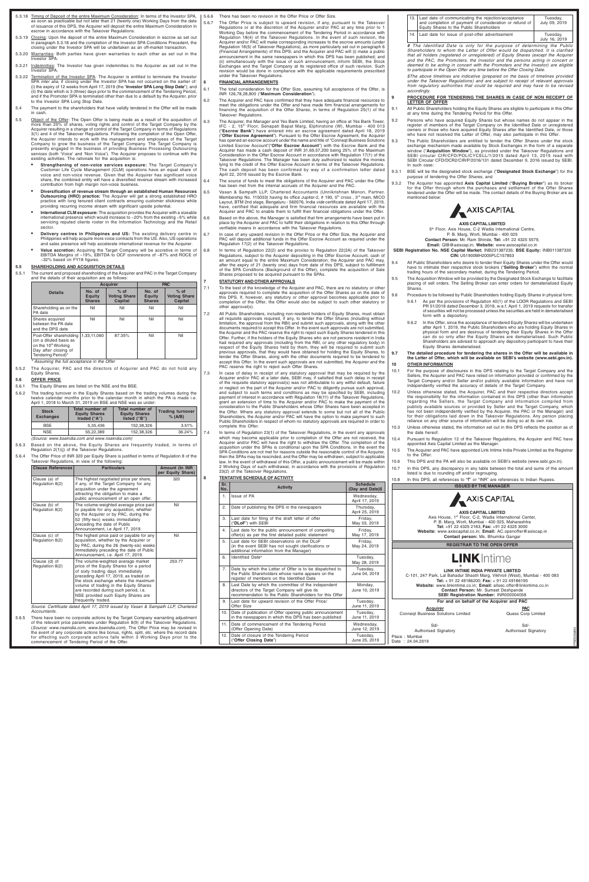5.3.18 Timing of Deposit of the entire Maximum Consideration: In terms of the Investor SPA, as soon as practicable but not later than 21 (twenty one) Working Days from the date of issuance of this DPS, the Acquirer will deposit the entire Maximum Consideration in escrow in accordance with the Takeover Regulations.

5.3.19 Closing: Upon the deposit of the entire Maximum Consideration in escrow as set out in paragraph 5.3.18 and the completion of the Investor SPA Conditions Precedent, the closing under the Investor SPA will be undertaken as an off-market transaction.

5.3.20 Warranties: Both parties have given warranties to each other as set out in the Investor SPA.

5.3.21 Indemnities: The Investor has given indemnities to the Acquirer as set out in the Investor SPA.

5.3.22 Termination of the Investor SPA: The Acquirer is entitled to terminate the Investor SPA *inter alia*, if closing under the Investor SPA has not occurred on the earlier of: (i) the expiry of 12 weeks from April 17, 2019 (the "**Investor SPA Long Stop Date**"); and (ii) the date which is 3 (three) days prior to the commencement of the Tendering Period, and if the Promoter SPA is terminated other than due to a default by the Acquirer, prior to the Investor SPA Long Stop Date.

5.4 The payment to the shareholders that have validly tendered in the Offer will be made in cash.

5.5 Object of the Offer: The Open Offer is being made as a result of the acquisition of more than 25% of shares, voting rights and control of the Target Company by the Acquirer resulting in a change of control of the Target Company in terms of Regulations 3(1) and 4 of the Takeover Regulations. Following the completion of the Open Offer, the Acquirer intends to work with the management and employees of the Target Company to grow the business of the Target Company. The Target Company is presently engaged in the business of providing Business Processing Outsourcing services (both 'Voice' and 'Non Voice'). The Acquirer proposes to continue with the existing activities. The rationale for the acquisition is:

- **Strengthening of non-voice services exposure:** The Target Company's Customer Life Cycle Management (CLM) operations have an equal share of voice and non-voice revenue. Given that the Acquirer has significant voice share, the combined entity will have a diversified revenue stream with increased contribution from high margin non-voice business.
- **Diversification of revenue stream through an established Human Resources Outsourcing (HRO) practice:** The Acquirer will get a strong established HRO practice with long tenured client contracts ensuring customer stickiness while providing recurring income stream with significant upside potential.
- **International CLM exposure:** The acquisition provides the Acquirer with a sizeable international presence which would increase to ~20% from the existing ~5% while servicing reputed clients roster in the Information Technology and the Retail sector.
- **Delivery centres in Philippines and US:** The existing delivery centre in Philippines will help acquire more voice contracts from the US. Also, US operations and sales presence will help accelerate international revenue for the Acquirer.
- **Value accretion:** Acquiring the Target Company will be accretive in terms of EBITDA Margins of ~19%, EBITDA to OCF conversions of ~87% and ROCE of ~32% based on FY18 figures.

## 5.5 SHAREHOLDING AND ACQUISITION DETAILS

5.5.1 The current and proposed shareholding of the Acquirer and PAC in the Target Company and the details of their acquisition are as follows:

| Details | Acquirer | | PAC | |
|---|---|---|---|---|
| | No. of Equity Shares | % of Voting Share Capital | No. of Equity Shares | % of Voting Share Capital |
| Shareholding as on the PA date | Nil | Nil | Nil | Nil |
| Shares acquired between the PA date and the DPS date | Nil | Nil | Nil | Nil |
| Post-Offer shareholding (on a diluted basis as on the 10th Working Day after closing of Tendering Period)* | 1,33,11,060 | 87.35% | Nil | Nil |

\* *Assuming the full acceptance in the Offer*

5.5.2 The Acquirer, PAC and the directors of Acquirer and PAC do not hold any Equity Shares.

## 5.6 OFFER PRICE

5.6.1 The Equity Shares are listed on the NSE and the BSE.

5.6.2 The trading turnover in the Equity Shares based on the trading volumes during the twelve calendar months prior to the calendar month in which the PA is made i.e. April 1, 2018 to March 31, 2019 on BSE and NSE was as under:

| Stock Exchanges | Total number of Equity Shares traded ("A") | Total number of Equity Shares listed ("B") | Trading turnover % (A/B) |
|---|---|---|---|
| BSE | 5,35,436 | 152,38,326 | 3.51% |
| NSE | 55,22,389 | 152,38,326 | 36.24% |

*(Source: www.bseindia.com and www.nseindia.com)*

5.6.3 Based on the above, the Equity Shares are frequently traded, in terms of Regulation 2(1)(j) of the Takeover Regulations.

5.6.4 The Offer Price of INR 320 per Equity Share is justified in terms of Regulation 8 of the Takeover Regulations, in view of the following:

| Clause References | Particulars | Amount (In INR per Equity Share) |
|---|---|---|
| Clause (a) of Regulation 8(2) | The highest negotiated price per share, if any, of the Target Company for any acquisition under the agreement attracting the obligation to make a public announcement of an open offer. | 320 |
| Clause (b) of Regulation 8(2) | The volume-weighted average price paid or payable for any acquisition, whether by the Acquirer or by PAC, during the 52 (fifty-two) weeks immediately preceding the date of Public Announcement, i.e April 17, 2019. | Nil |
| Clause (c) of Regulation 8(2) | The highest price paid or payable for any acquisition, whether by the Acquirer or by PAC, during the 26 (twenty-six) weeks immediately preceding the date of Public Announcement, i.e. April 17, 2019. | Nil |
| Clause (d) of Regulation 8(2) | The volume-weighted average market price of the Equity Shares for a period of sixty trading days immediately preceding April 17, 2019, as traded on the stock exchange where the maximum volume of trading in the Equity Shares are recorded during such period, i.e. NSE provided such Equity Shares are frequently traded. | 253.77 |

*Source: Certificate dated April 17, 2019 issued by Vasan & Sampath LLP, Chartered Accountants.*

5.6.5 There have been no corporate actions by the Target Company warranting adjustment of the relevant price parameters under Regulation 8(9) of the Takeover Regulations. (*Source: www.nseindia.com, www.bseindia.com*). The Offer Price may be revised in the event of any corporate actions like bonus, rights, split, etc. where the record date for effecting such corporate actions falls within 3 Working Days prior to the commencement of Tendering Period of the Offer.

5.6.6 There has been no revision in the Offer Price or Offer Size.

5.6.7 The Offer Price is subject to upward revision, if any, pursuant to the Takeover Regulations or at the discretion of the Acquirer and/or PAC at any time prior to 1 Working Day before the commencement of the Tendering Period in accordance with Regulation 18(4) of the Takeover Regulations. In the event of such revision, the Acquirer and/or PAC will make corresponding increases to the escrow amounts (under Regulation 18(5) of Takeover Regulations), as more particularly set out in paragraph 6 (Financial Arrangements) of this DPS; and the Acquirer and PAC will (i) make a public announcement in the same newspapers in which this DPS has been published; and (ii) simultaneously with the issue of such announcement, inform SEBI, the Stock Exchanges and the Target Company at its registered office of such revision. Such revision would be done in compliance with the applicable requirements prescribed under the Takeover Regulations.

## 6 FINANCIAL ARRANGEMENTS

6.1 The total consideration for the Offer Size, assuming full acceptance of the Offer, is INR 126,78,28,800 ("**Maximum Consideration**").

6.2 The Acquirer and PAC have confirmed that they have adequate financial resources to meet the obligations under the Offer and have made firm financial arrangements for financing the acquisition of the Offer Shares, in terms of Regulation 25(1) of the Takeover Regulations.

6.3 The Acquirer, the Manager and Yes Bank Limited, having an office at Yes Bank Tower, IFC - 2, 15th Floor, Senapati Bapat Marg, Elphinstone (W), Mumbai - 400 013 ("**Escrow Bank**") have entered into an escrow agreement dated April 18, 2019 ("**Offer Escrow Agreement**"). Pursuant to the Offer Escrow Agreement, the Acquirer has opened an escrow account under the name and title of "Conneqt Business Solutions Limited Escrow Account"("**Offer Escrow Account**") with the Escrow Bank and the Acquirer has made a cash deposit of INR 31,69,57,200 being 25% of the Maximum Consideration in the Offer Escrow Account in accordance with Regulation 17(1) of the Takeover Regulations. The Manager has been duly authorized to realize the monies lying to the credit of the Offer Escrow Account in terms of the Takeover Regulations. The cash deposit has been confirmed by way of a confirmation letter dated April 22, 2019 issued by the Escrow Bank.

6.4 The source of funds to meet the obligations of the Acquirer and PAC under the Offer has been met from the internal accruals of the Acquirer and the PAC.

6.5 Vasan & Sampath LLP, Chartered Accountants (Unnikrishnan Menon, Partner, Membership No. 115033) having its office Jupiter-2, # 190, 5th cross , 3rd main, MICO Layout, BTM 2nd stage, Bengaluru - 560076, India vide certificate dated April 17, 2019, have, certified that adequate and firm financial resources are available with the Acquirer and PAC to enable them to fulfill their financial obligations under the Offer.

6.6 Based on the above, the Manager is satisfied that firm arrangements have been put in place by the Acquirer and PAC to fulfil their obligations in relation to this Offer through verifiable means in accordance with the Takeover Regulations.

6.7 In case of any upward revision in the Offer Price or the Offer Size, the Acquirer and PAC will deposit additional funds in the Offer Escrow Account as required under the Regulation 17(2) of the Takeover Regulations.

6.8 In terms of Regulation 22(2) and the proviso to Regulation 22(2A) of the Takeover Regulations, subject to the Acquirer depositing in the Offer Escrow Account, cash of an amount equal to the entire Maximum Consideration, the Acquirer and PAC may, after the expiry of 21 (twenty one) days from date of this DPS, subject to fulfillment of the SPA Conditions (Background of the Offer), complete the acquisition of Sale Shares proposed to be acquired pursuant to the SPAs.

## 7 STATUTORY AND OTHER APPROVALS

7.1 To the best of the knowledge of the Acquirer and PAC, there are no statutory or other approvals required to complete the acquisition of the Offer Shares as on the date of this DPS. If, however, any statutory or other approval becomes applicable prior to completion of the Offer, the Offer would also be subject to such other statutory or other approval(s).

7.2 All Public Shareholders, including non-resident holders of Equity Shares, must obtain all requisite approvals required, if any, to tender the Offer Shares (including without limitation, the approval from the RBI) and submit such approvals, along with the other documents required to accept this Offer. In the event such approvals are not submitted, the Acquirer and the PAC reserve the right to reject such Equity Shares tendered in this Offer. Further, if the holders of the Equity Shares who are not persons resident in India had required any approvals (including from the RBI, or any other regulatory body) in respect of the Equity Shares held by them, they will be required to submit such previous approvals, that they would have obtained for holding the Equity Shares, to tender the Offer Shares, along with the other documents required to be tendered to accept this Offer. In the event such approvals are not submitted, the Acquirer and the PAC reserve the right to reject such Offer Shares.

7.3 In case of delay in receipt of any statutory approval that may be required by the Acquirer and/or PAC at a later date, SEBI may, if satisfied that such delay in receipt of the requisite statutory approval(s) was not attributable to any willful default, failure or neglect on the part of the Acquirer and/or PAC to diligently pursue such approval, and subject to such terms and conditions as may be specified by SEBI, including payment of interest in accordance with Regulation 18(11) of the Takeover Regulations, grant an extension of time to the Acquirer and/or PAC to make the payment of the consideration to the Public Shareholders whose Offer Shares have been accepted in the Offer. Where any statutory approval extends to some but not all of the Public Shareholders, the Acquirer and/or PAC will have the option to make payment to such Public Shareholders in respect of whom no statutory approvals are required in order to complete this Offer.

7.4 In terms of Regulation 23(1) of the Takeover Regulations, in the event any approvals which may become applicable prior to completion of the Offer are not received, the Acquirer and/or PAC will have the right to withdraw the Offer. The completion of the acquisition under the SPAs is conditional upon the SPA Conditions. In the event the SPA Conditions are not met for reasons outside the reasonable control of the Acquirer, then the SPAs may be rescinded, and the Offer may be withdrawn, subject to applicable law. In the event of withdrawal of this Offer, a public announcement will be made within 2 Working Days of such withdrawal, in accordance with the provisions of Regulation 23(2) of the Takeover Regulations.

## 8 TENTATIVE SCHEDULE OF ACTIVITY

| Sr. No. | Activity | Schedule (Day and Date)$ |
|---|---|---|
| 1. | Issue of PA | Wednesday, April 17, 2019 |
| 2. | Date of publishing the DPS in the newspapers | Thursday, April 25, 2019 |
| 3. | Last date for filing of the draft letter of offer ("DLoF") with SEBI | Friday, May 03, 2019 |
| 4. | Last date for the public announcement of competing offer(s) as per the first detailed public statement | Friday, May 17, 2019 |
| 5. | Last date for SEBI observations on the DLoF (in the event SEBI has not sought clarifications or additional information from the Manager) | Friday, May 24, 2019 |
| 6. | Identified Date# | Tuesday, May 28, 2019 |
| 7. | Date by which the Letter of Offer is to be dispatched to the Public Shareholders whose names appear on the register of members on the Identified Date | Tuesday, June 04, 2019 |
| 8. | Last Date by which the committee of the independent directors of the Target Company will give its recommendation to the Public Shareholders for this Offer | Monday, June 10, 2019 |
| 9. | Last date for upward revision of the Offer Price/ Offer Size | Tuesday, June 11, 2019 |
| 10. | Date of publication of Offer opening public announcement in the newspapers in which this DPS has been published | Tuesday, June 11, 2019 |
| 11. | Date of commencement of the Tendering Period (Offer Opening Date) | Wednesday, June 12, 2019 |
| 12. | Date of closure of the Tendering Period ("**Offer Closing Date**") | Tuesday, June 25, 2019 |
| 13. | Last date of communicating the rejection/acceptance and completion of payment of consideration or refund of Equity Shares to the Public Shareholders | Tuesday, July 09, 2019 |
| 14. | Last date for issue of post-offer advertisement | Tuesday, July 16, 2019 |

*# The Identified Date is only for the purpose of determining the Public Shareholders to whom the Letter of Offer would be dispatched. It is clarified that all holders (registered or unregistered) of Equity Shares (except the Acquirer and the PAC, the Promoters, the Investor and the persons acting in concert or deemed to be acting in concert with the Promoters and the Investor) are eligible to participate in the Open Offer any time before the Offer Closing Date.*

*$The above timelines are indicative (prepared on the basis of timelines provided under the Takeover Regulations) and are subject to receipt of relevant approvals from regulatory authorities that could be required and may have to be revised accordingly.*

## 9 PROCEDURE FOR TENDERING THE SHARES IN CASE OF NON RECEIPT OF LETTER OF OFFER

9.1 All Public Shareholders holding the Equity Shares are eligible to participate in this Offer at any time during the Tendering Period for this Offer.

9.2 Persons who have acquired Equity Shares but whose names do not appear in the register of members of the Target Company on the Identified Date or unregistered owners or those who have acquired Equity Shares after the Identified Date, or those who have not received the Letter of Offer, may also participate in this Offer.

9.3 The Public Shareholders are entitled to tender the Offer Shares under the stock exchange mechanism made available by Stock Exchanges in the form of a separate window ("**Acquisition Window**"), as provided under the Takeover Regulations and SEBI circular CIR/CFD/POLICYCELL/1/2015 dated April 13, 2015 read with SEBI Circular CFD/DCR2/CIR/P/2016/131 dated December 9, 2016 issued by SEBI. In such case:

9.3.1 BSE will be the designated stock exchange ("**Designated Stock Exchange**") for the purpose of tendering the Offer Shares; and

9.3.2 The Acquirer has appointed **Axis Capital Limited** ("**Buying Broker**") as its broker for the Offer through whom the purchases and settlement of the Offer Shares tendered under the Offer will be made. The contact details of the Buying Broker are as mentioned below:

**AXIS CAPITAL**

**AXIS CAPITAL LIMITED**
5th Floor, Axis House, C-2 Wadia International Centre,
P. B. Marg, Worli, Mumbai - 400 025
**Contact Person:** Mr. Ram Shinde, **Tel:** +91 22 4325 5579,
**Email:** OB@axiscap.in; **Website:** www.axiscapital.co.in
**SEBI Registration No. NSE Capital Market:** INB231387235; **BSE Equity:** INB011387330
**CIN:** U51900MH2005PLC157853

9.4 All Public Shareholders who desire to tender their Equity Shares under the Offer would have to intimate their respective stock brokers ("**Selling Broker**") within the normal trading hours of the secondary market, during the Tendering Period.

9.5 The Acquisition Window will be provided by the Designated Stock Exchange to facilitate placing of sell orders. The Selling Broker can enter orders for dematerialized Equity Shares.

9.6 Procedure to be followed by Public Shareholders holding Equity Shares in physical form:

9.6.1 As per the provisions of Regulation 40(1) of the LODR Regulations and SEBI PR 51/2018 dated December 3, 2018, w.e.f. April 1, 2019 requests for transfer of securities will not be processed unless the securities are held in dematerialised form with a depository.

9.6.2 In this Offer, since the acceptance of tendered Equity Shares will be undertaken after April 1, 2019, the Public Shareholders who are holding Equity Shares in physical form and are desirous of tendering their Equity Shares in the Offer can do so only after the Equity Shares are dematerialised. Such Public Shareholders are advised to approach any depository participant to have their Equity Shares dematerialised.

**9.7 The detailed procedure for tendering the shares in the Offer will be available in the Letter of Offer, which will be available on SEBI's website (www.sebi.gov.in).**

## 10 OTHER INFORMATION

10.1 For the purpose of disclosures in this DPS relating to the Target Company and the Sellers, the Acquirer and PAC have relied on information provided or confirmed by the Target Company and/or Seller and/or publicly available information and have not independently verified the accuracy of details of the Target Company.

10.2 Unless otherwise stated, the Acquirer, PAC and their respective directors accept the responsibility for the information contained in this DPS (other than information regarding the Sellers, the Target Company and information compiled from publicly available sources or provided by Seller and the Target Company, which has not been independently verified by the Acquirer, the PAC or the Manager) and for their obligations laid down in the Takeover Regulations. Any person placing reliance on any other source of information will be doing so at its own risk.

10.3 Unless otherwise stated, the information set out in this DPS reflects the position as of the date hereof.

10.4 Pursuant to Regulation 12 of the Takeover Regulations, the Acquirer and PAC have appointed Axis Capital Limited as the Manager.

10.5 The Acquirer and PAC have appointed Link Intime India Private Limited as the Registrar to the Offer.

10.6 This DPS and the PA will also be available on SEBI's website (www.sebi.gov.in).

10.7 In this DPS, any discrepancy in any table between the total and sums of the amount listed is due to rounding off and/or regrouping.

10.8 In this DPS, all references to "₹" or "INR" are references to Indian Rupees.

**ISSUED BY THE MANAGER**

**AXIS CAPITAL**

**AXIS CAPITAL LIMITED**
Axis House, 1st Floor, C-2, Wadia International Center,
P. B. Marg, Worli, Mumbai - 400 025, Maharashtra
**Tel:** +91 22 4325 2183, **Fax:** +91 22 4325 3000
**Website:** www.axiscapital.co.in; **Email:** AC.openoffer@axiscap.in
**Contact person:** Ms. Bhumika Gangar

**REGISTRAR TO THE OPEN OFFER**

**LINK** Intime

**LINK INTIME INDIA PRIVATE LIMITED**
C-101, 247 Park, Lal Bahadur Shastri Marg, Vikhroli (West), Mumbai - 400 083
**Tel:** + 91 22 49186200; **Fax:** + 91 22 49186195
**Website:** www.linkintime.co.in; **Email:** allsec.offer@linkintime.co.in
**Contact Person:** Mr. Sumeet Deshpande
**SEBI Registration Number:** INR000004058

**For and on behalf of the Acquirer and PAC**

| **Acquirer** | **PAC** |
|---|---|
| Conneqt Business Solutions Limited | Quess Corp Limited |
| Sd/- | Sd/- |
| Authorised Signatory | Authorised Signatory |

Place : Mumbai
Date : 24.04.2019